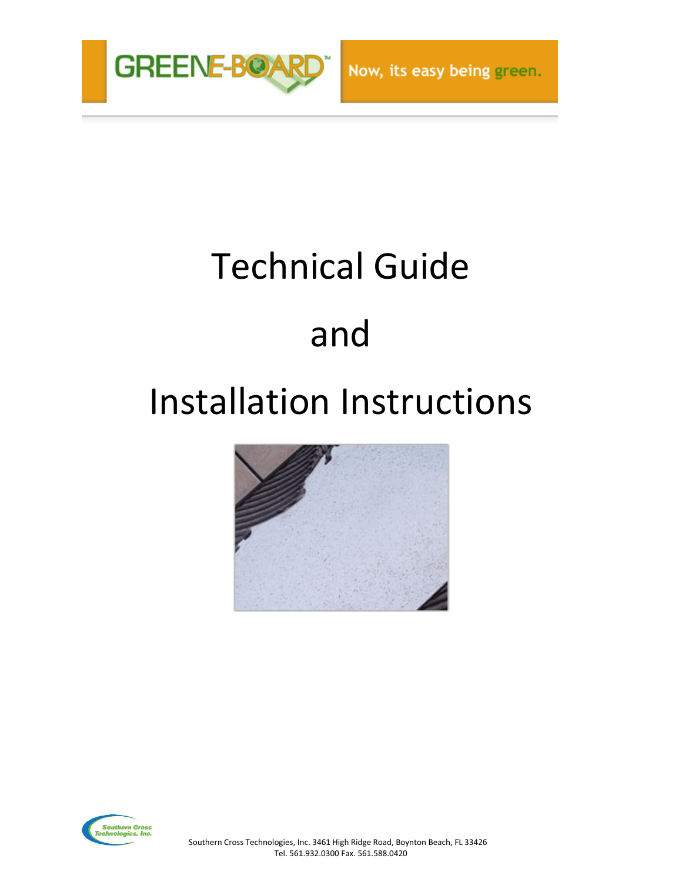GREENE-BOARD™

Now, its easy being green.

# Technical Guide

# and

# Installation Instructions

Southern Cross Technologies, Inc.

Southern Cross Technologies, Inc. 3461 High Ridge Road, Boynton Beach, FL 33426
Tel. 561.932.0300 Fax. 561.588.0420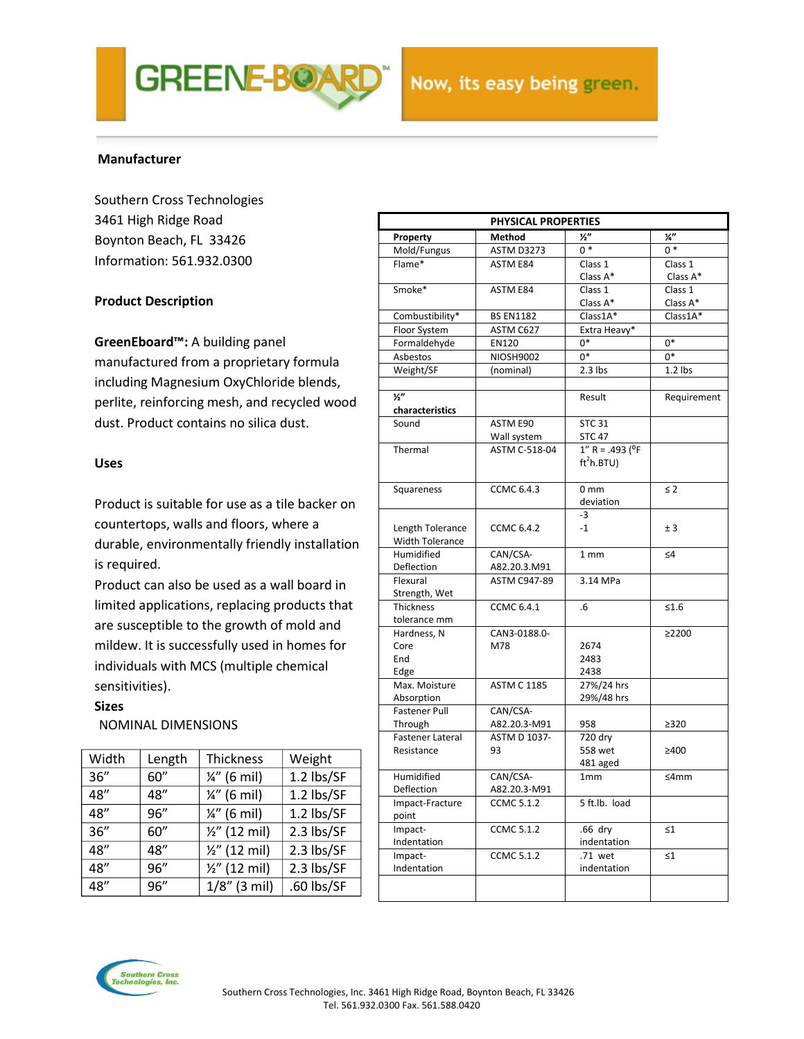GREENE-BOARD™ Now, its easy being green.

### Manufacturer

Southern Cross Technologies
3461 High Ridge Road
Boynton Beach, FL 33426
Information: 561.932.0300

### Product Description

**GreenEboard™:** A building panel manufactured from a proprietary formula including Magnesium OxyChloride blends, perlite, reinforcing mesh, and recycled wood dust. Product contains no silica dust.

### Uses

Product is suitable for use as a tile backer on countertops, walls and floors, where a durable, environmentally friendly installation is required.
Product can also be used as a wall board in limited applications, replacing products that are susceptible to the growth of mold and mildew. It is successfully used in homes for individuals with MCS (multiple chemical sensitivities).

### Sizes

NOMINAL DIMENSIONS

| Width | Length | Thickness | Weight |
|---|---|---|---|
| 36" | 60" | ¼" (6 mil) | 1.2 lbs/SF |
| 48" | 48" | ¼" (6 mil) | 1.2 lbs/SF |
| 48" | 96" | ¼" (6 mil) | 1.2 lbs/SF |
| 36" | 60" | ½" (12 mil) | 2.3 lbs/SF |
| 48" | 48" | ½" (12 mil) | 2.3 lbs/SF |
| 48" | 96" | ½" (12 mil) | 2.3 lbs/SF |
| 48" | 96" | 1/8" (3 mil) | .60 lbs/SF |

| PHYSICAL PROPERTIES | | | |
|---|---|---|---|
| **Property** | **Method** | **½"** | **¼"** |
| Mold/Fungus | ASTM D3273 | 0 * | 0 * |
| Flame* | ASTM E84 | Class 1 Class A* | Class 1 Class A* |
| Smoke* | ASTM E84 | Class 1 Class A* | Class 1 Class A* |
| Combustibility* | BS EN1182 | Class1A* | Class1A* |
| Floor System | ASTM C627 | Extra Heavy* | |
| Formaldehyde | EN120 | 0* | 0* |
| Asbestos | NIOSH9002 | 0* | 0* |
| Weight/SF | (nominal) | 2.3 lbs | 1.2 lbs |
| | | | |
| **½" characteristics** | | Result | Requirement |
| Sound | ASTM E90 Wall system | STC 31 STC 47 | |
| Thermal | ASTM C-518-04 | 1" R = .493 ($^oF\ ft^2h.BTU$) | |
| Squareness | CCMC 6.4.3 | 0 mm deviation | ≤ 2 |
| Length Tolerance Width Tolerance | CCMC 6.4.2 | -3 -1 | ± 3 |
| Humidified Deflection | CAN/CSA-A82.20.3.M91 | 1 mm | ≤4 |
| Flexural Strength, Wet | ASTM C947-89 | 3.14 MPa | |
| Thickness tolerance mm | CCMC 6.4.1 | .6 | ≤1.6 |
| Hardness, N Core End Edge | CAN3-0188.0-M78 | 2674 2483 2438 | ≥2200 |
| Max. Moisture Absorption | ASTM C 1185 | 27%/24 hrs 29%/48 hrs | |
| Fastener Pull Through | CAN/CSA-A82.20.3-M91 | 958 | ≥320 |
| Fastener Lateral Resistance | ASTM D 1037-93 | 720 dry 558 wet 481 aged | ≥400 |
| Humidified Deflection | CAN/CSA-A82.20.3-M91 | 1mm | ≤4mm |
| Impact-Fracture point | CCMC 5.1.2 | 5 ft.lb. load | |
| Impact-Indentation | CCMC 5.1.2 | .66 dry indentation | ≤1 |
| Impact-Indentation | CCMC 5.1.2 | .71 wet indentation | ≤1 |
| | | | |

Southern Cross Technologies, Inc. 3461 High Ridge Road, Boynton Beach, FL 33426
Tel. 561.932.0300 Fax. 561.588.0420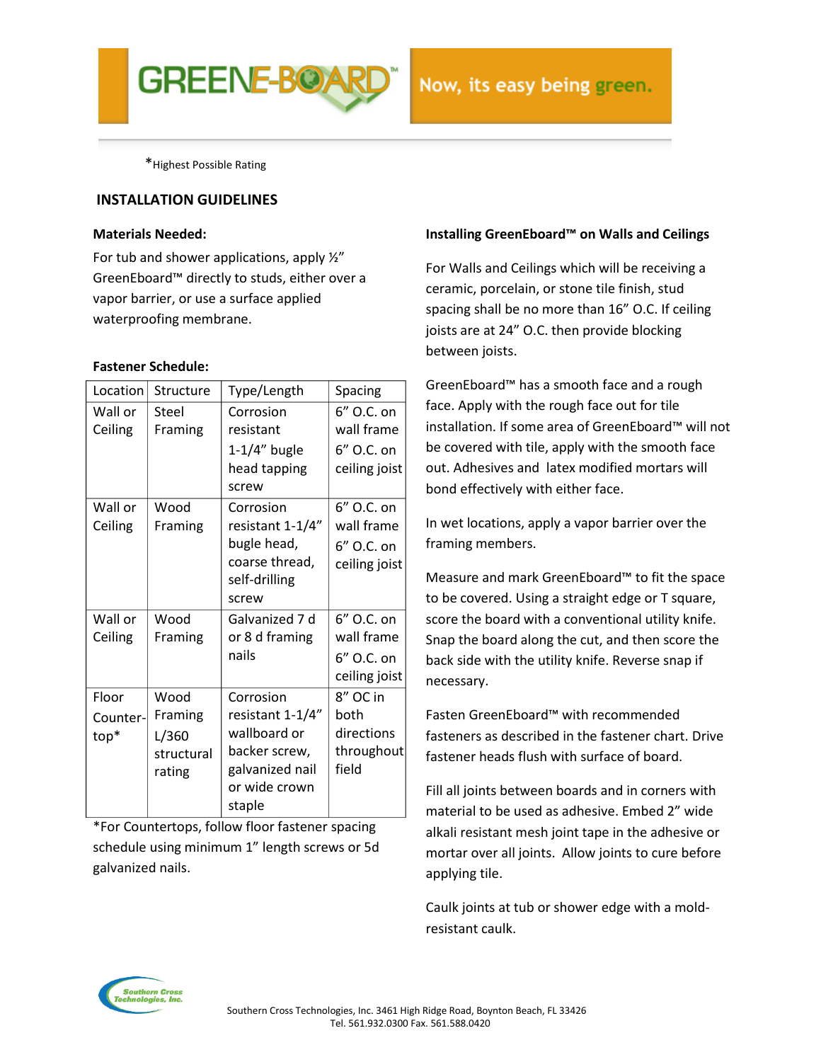*Highest Possible Rating

## INSTALLATION GUIDELINES

### Materials Needed:

For tub and shower applications, apply ½" GreenEboard™ directly to studs, either over a vapor barrier, or use a surface applied waterproofing membrane.

### Fastener Schedule:

| Location | Structure | Type/Length | Spacing |
|---|---|---|---|
| Wall or Ceiling | Steel Framing | Corrosion resistant 1-1/4" bugle head tapping screw | 6" O.C. on wall frame 6" O.C. on ceiling joist |
| Wall or Ceiling | Wood Framing | Corrosion resistant 1-1/4" bugle head, coarse thread, self-drilling screw | 6" O.C. on wall frame 6" O.C. on ceiling joist |
| Wall or Ceiling | Wood Framing | Galvanized 7 d or 8 d framing nails | 6" O.C. on wall frame 6" O.C. on ceiling joist |
| Floor Counter-top* | Wood Framing L/360 structural rating | Corrosion resistant 1-1/4" wallboard or backer screw, galvanized nail or wide crown staple | 8" OC in both directions throughout field |

*For Countertops, follow floor fastener spacing schedule using minimum 1" length screws or 5d galvanized nails.

### Installing GreenEboard™ on Walls and Ceilings

For Walls and Ceilings which will be receiving a ceramic, porcelain, or stone tile finish, stud spacing shall be no more than 16" O.C. If ceiling joists are at 24" O.C. then provide blocking between joists.

GreenEboard™ has a smooth face and a rough face. Apply with the rough face out for tile installation. If some area of GreenEboard™ will not be covered with tile, apply with the smooth face out. Adhesives and latex modified mortars will bond effectively with either face.

In wet locations, apply a vapor barrier over the framing members.

Measure and mark GreenEboard™ to fit the space to be covered. Using a straight edge or T square, score the board with a conventional utility knife. Snap the board along the cut, and then score the back side with the utility knife. Reverse snap if necessary.

Fasten GreenEboard™ with recommended fasteners as described in the fastener chart. Drive fastener heads flush with surface of board.

Fill all joints between boards and in corners with material to be used as adhesive. Embed 2" wide alkali resistant mesh joint tape in the adhesive or mortar over all joints. Allow joints to cure before applying tile.

Caulk joints at tub or shower edge with a mold-resistant caulk.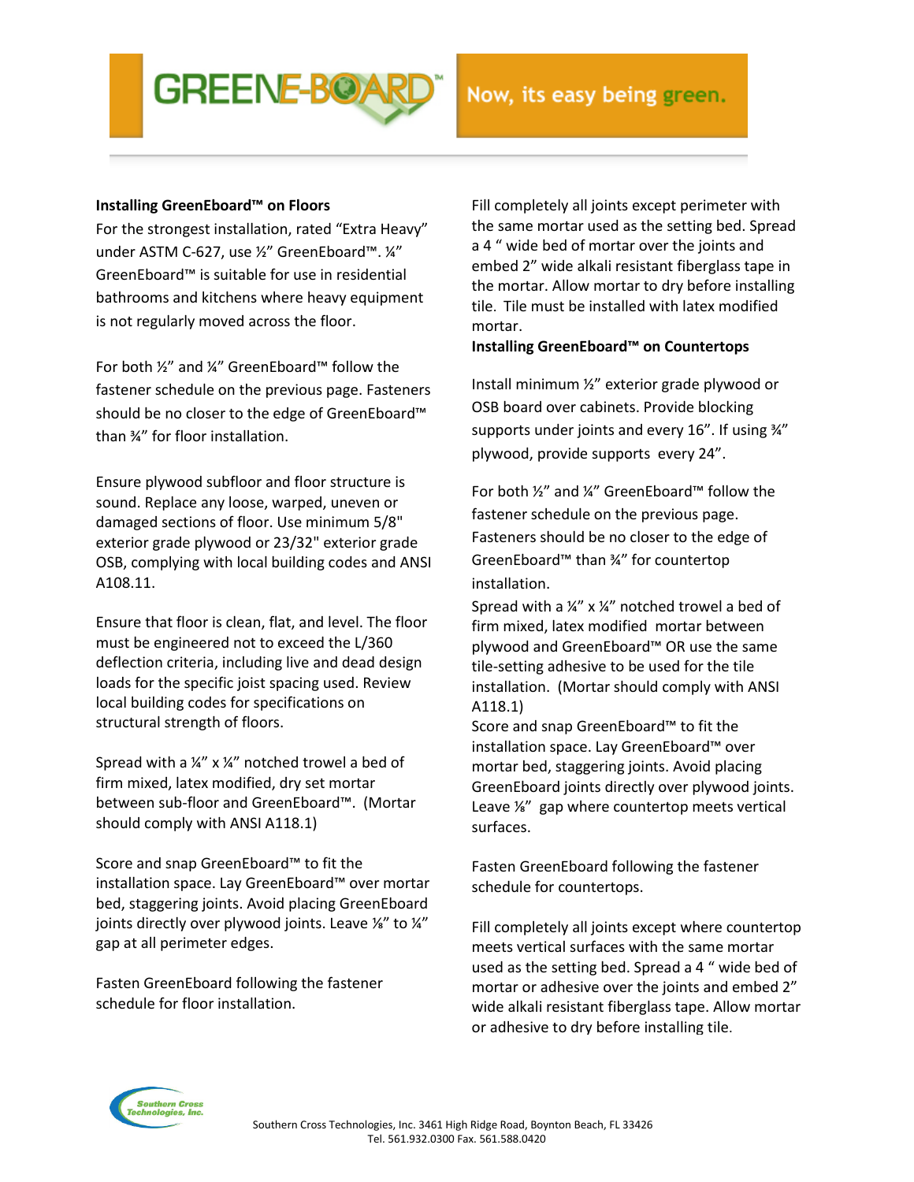## Installing GreenEboard™ on Floors

For the strongest installation, rated "Extra Heavy" under ASTM C-627, use ½" GreenEboard™. ¼" GreenEboard™ is suitable for use in residential bathrooms and kitchens where heavy equipment is not regularly moved across the floor.

For both ½" and ¼" GreenEboard™ follow the fastener schedule on the previous page. Fasteners should be no closer to the edge of GreenEboard™ than ¾" for floor installation.

Ensure plywood subfloor and floor structure is sound. Replace any loose, warped, uneven or damaged sections of floor. Use minimum 5/8" exterior grade plywood or 23/32" exterior grade OSB, complying with local building codes and ANSI A108.11.

Ensure that floor is clean, flat, and level. The floor must be engineered not to exceed the L/360 deflection criteria, including live and dead design loads for the specific joist spacing used. Review local building codes for specifications on structural strength of floors.

Spread with a ¼" x ¼" notched trowel a bed of firm mixed, latex modified, dry set mortar between sub-floor and GreenEboard™. (Mortar should comply with ANSI A118.1)

Score and snap GreenEboard™ to fit the installation space. Lay GreenEboard™ over mortar bed, staggering joints. Avoid placing GreenEboard joints directly over plywood joints. Leave ⅛" to ¼" gap at all perimeter edges.

Fasten GreenEboard following the fastener schedule for floor installation.

Fill completely all joints except perimeter with the same mortar used as the setting bed. Spread a 4 " wide bed of mortar over the joints and embed 2" wide alkali resistant fiberglass tape in the mortar. Allow mortar to dry before installing tile. Tile must be installed with latex modified mortar.

## Installing GreenEboard™ on Countertops

Install minimum ½" exterior grade plywood or OSB board over cabinets. Provide blocking supports under joints and every 16". If using ¾" plywood, provide supports every 24".

For both ½" and ¼" GreenEboard™ follow the fastener schedule on the previous page. Fasteners should be no closer to the edge of GreenEboard™ than ¾" for countertop installation.

Spread with a ¼" x ¼" notched trowel a bed of firm mixed, latex modified mortar between plywood and GreenEboard™ OR use the same tile-setting adhesive to be used for the tile installation. (Mortar should comply with ANSI A118.1)

Score and snap GreenEboard™ to fit the installation space. Lay GreenEboard™ over mortar bed, staggering joints. Avoid placing GreenEboard joints directly over plywood joints. Leave ⅛" gap where countertop meets vertical surfaces.

Fasten GreenEboard following the fastener schedule for countertops.

Fill completely all joints except where countertop meets vertical surfaces with the same mortar used as the setting bed. Spread a 4 " wide bed of mortar or adhesive over the joints and embed 2" wide alkali resistant fiberglass tape. Allow mortar or adhesive to dry before installing tile.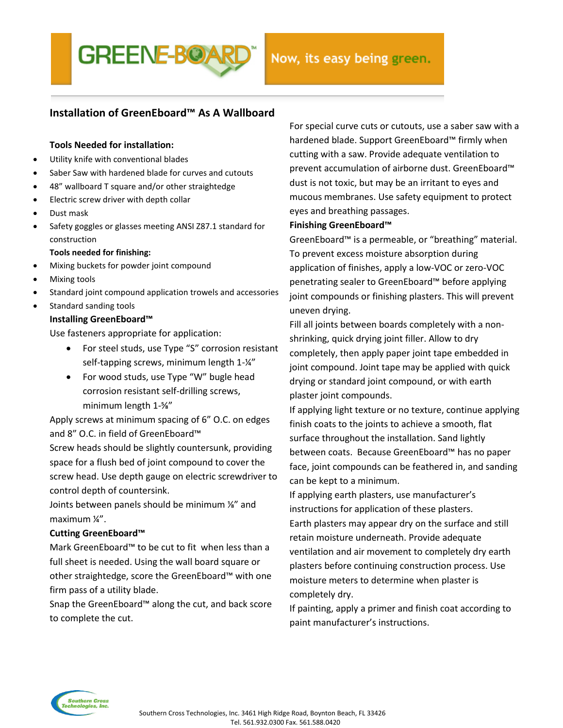GREENE-BOARD™

Now, its easy being green.

## Installation of GreenEboard™ As A Wallboard

**Tools Needed for installation:**

- Utility knife with conventional blades
- Saber Saw with hardened blade for curves and cutouts
- 48" wallboard T square and/or other straightedge
- Electric screw driver with depth collar
- Dust mask
- Safety goggles or glasses meeting ANSI Z87.1 standard for construction

**Tools needed for finishing:**

- Mixing buckets for powder joint compound
- Mixing tools
- Standard joint compound application trowels and accessories
- Standard sanding tools

**Installing GreenEboard™**

Use fasteners appropriate for application:

- For steel studs, use Type "S" corrosion resistant self-tapping screws, minimum length 1-¼"
- For wood studs, use Type "W" bugle head corrosion resistant self-drilling screws, minimum length 1-⅝"

Apply screws at minimum spacing of 6" O.C. on edges and 8" O.C. in field of GreenEboard™

Screw heads should be slightly countersunk, providing space for a flush bed of joint compound to cover the screw head. Use depth gauge on electric screwdriver to control depth of countersink.

Joints between panels should be minimum ⅛" and maximum ¼".

**Cutting GreenEboard™**

Mark GreenEboard™ to be cut to fit when less than a full sheet is needed. Using the wall board square or other straightedge, score the GreenEboard™ with one firm pass of a utility blade.

Snap the GreenEboard™ along the cut, and back score to complete the cut.

For special curve cuts or cutouts, use a saber saw with a hardened blade. Support GreenEboard™ firmly when cutting with a saw. Provide adequate ventilation to prevent accumulation of airborne dust. GreenEboard™ dust is not toxic, but may be an irritant to eyes and mucous membranes. Use safety equipment to protect eyes and breathing passages.

**Finishing GreenEboard™**

GreenEboard™ is a permeable, or "breathing" material. To prevent excess moisture absorption during application of finishes, apply a low-VOC or zero-VOC penetrating sealer to GreenEboard™ before applying joint compounds or finishing plasters. This will prevent uneven drying.

Fill all joints between boards completely with a non-shrinking, quick drying joint filler. Allow to dry completely, then apply paper joint tape embedded in joint compound. Joint tape may be applied with quick drying or standard joint compound, or with earth plaster joint compounds.

If applying light texture or no texture, continue applying finish coats to the joints to achieve a smooth, flat surface throughout the installation. Sand lightly between coats. Because GreenEboard™ has no paper face, joint compounds can be feathered in, and sanding can be kept to a minimum.

If applying earth plasters, use manufacturer's instructions for application of these plasters.

Earth plasters may appear dry on the surface and still retain moisture underneath. Provide adequate ventilation and air movement to completely dry earth plasters before continuing construction process. Use moisture meters to determine when plaster is completely dry.

If painting, apply a primer and finish coat according to paint manufacturer's instructions.

Southern Cross Technologies, Inc. 3461 High Ridge Road, Boynton Beach, FL 33426
Tel. 561.932.0300 Fax. 561.588.0420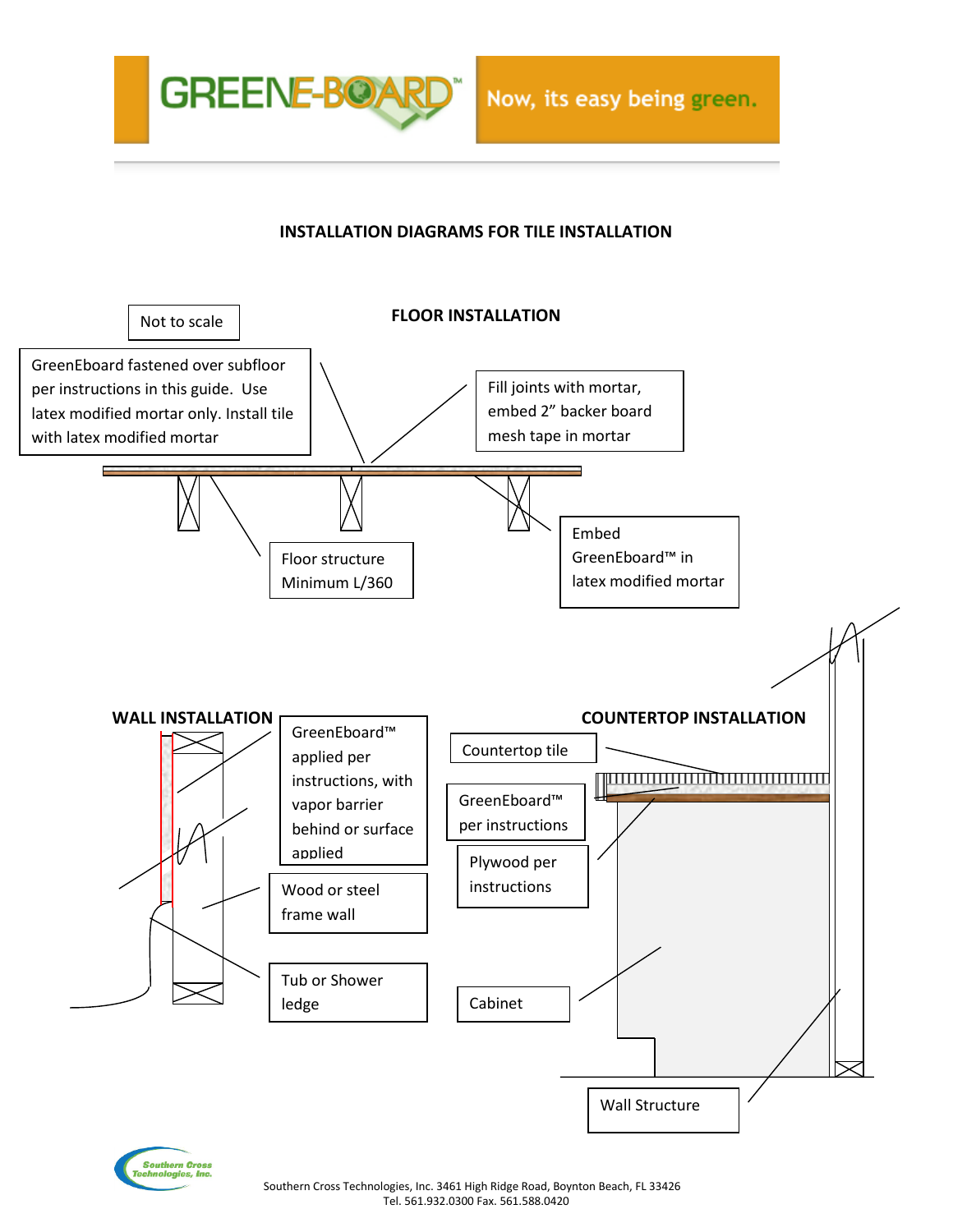# INSTALLATION DIAGRAMS FOR TILE INSTALLATION

## FLOOR INSTALLATION

Not to scale

GreenEboard fastened over subfloor per instructions in this guide. Use latex modified mortar only. Install tile with latex modified mortar

Fill joints with mortar, embed 2" backer board mesh tape in mortar

Floor structure Minimum L/360

Embed GreenEboard™ in latex modified mortar

## WALL INSTALLATION

GreenEboard™ applied per instructions, with vapor barrier behind or surface applied

Wood or steel frame wall

Tub or Shower ledge

## COUNTERTOP INSTALLATION

Countertop tile

GreenEboard™ per instructions

Plywood per instructions

Cabinet

Wall Structure

Southern Cross Technologies, Inc. 3461 High Ridge Road, Boynton Beach, FL 33426
Tel. 561.932.0300 Fax. 561.588.0420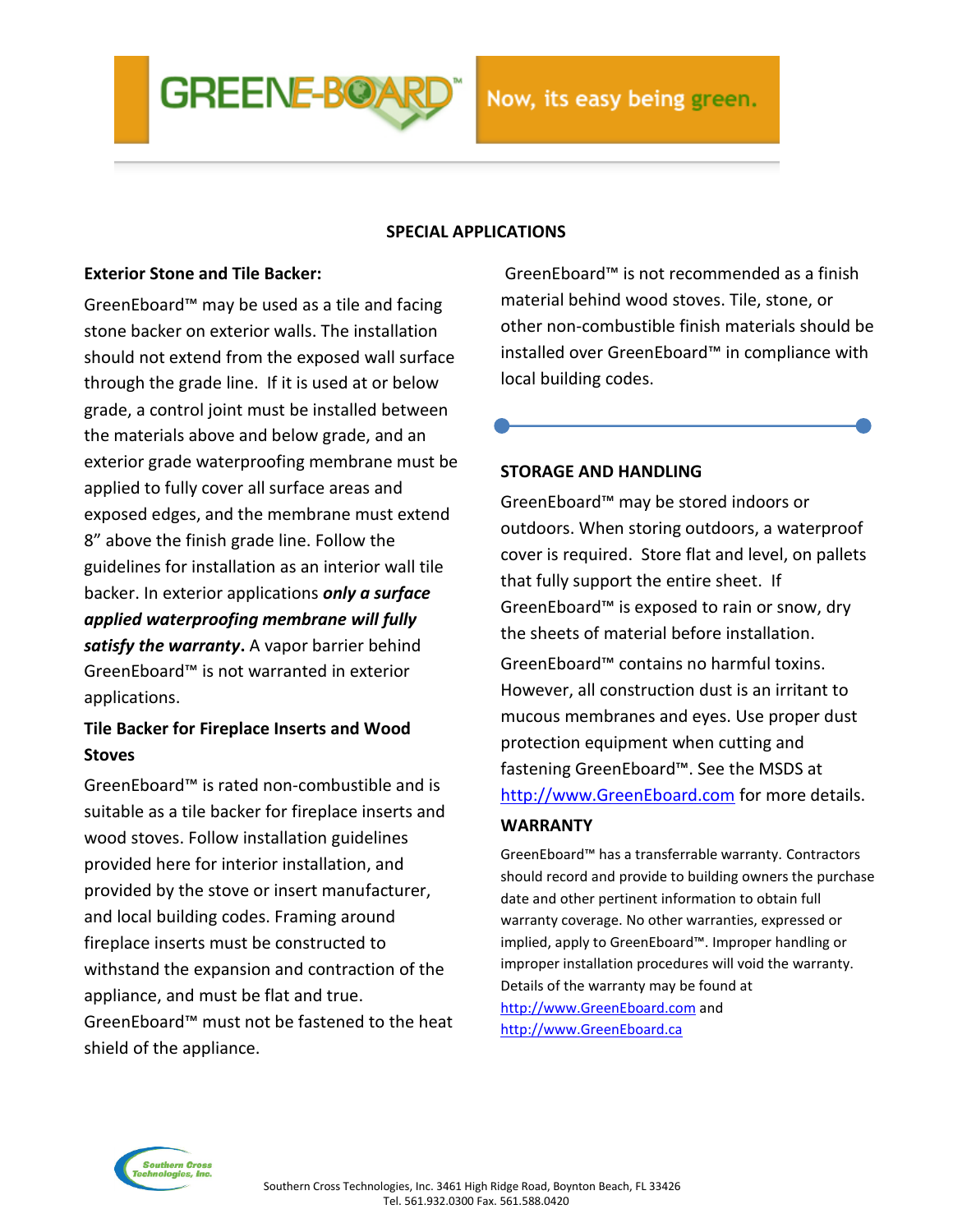## SPECIAL APPLICATIONS

**Exterior Stone and Tile Backer:**

GreenEboard™ may be used as a tile and facing stone backer on exterior walls. The installation should not extend from the exposed wall surface through the grade line. If it is used at or below grade, a control joint must be installed between the materials above and below grade, and an exterior grade waterproofing membrane must be applied to fully cover all surface areas and exposed edges, and the membrane must extend 8" above the finish grade line. Follow the guidelines for installation as an interior wall tile backer. In exterior applications ***only a surface applied waterproofing membrane will fully satisfy the warranty***. A vapor barrier behind GreenEboard™ is not warranted in exterior applications.

**Tile Backer for Fireplace Inserts and Wood Stoves**

GreenEboard™ is rated non-combustible and is suitable as a tile backer for fireplace inserts and wood stoves. Follow installation guidelines provided here for interior installation, and provided by the stove or insert manufacturer, and local building codes. Framing around fireplace inserts must be constructed to withstand the expansion and contraction of the appliance, and must be flat and true. GreenEboard™ must not be fastened to the heat shield of the appliance.

GreenEboard™ is not recommended as a finish material behind wood stoves. Tile, stone, or other non-combustible finish materials should be installed over GreenEboard™ in compliance with local building codes.

### STORAGE AND HANDLING

GreenEboard™ may be stored indoors or outdoors. When storing outdoors, a waterproof cover is required. Store flat and level, on pallets that fully support the entire sheet. If GreenEboard™ is exposed to rain or snow, dry the sheets of material before installation.

GreenEboard™ contains no harmful toxins. However, all construction dust is an irritant to mucous membranes and eyes. Use proper dust protection equipment when cutting and fastening GreenEboard™. See the MSDS at http://www.GreenEboard.com for more details.

### WARRANTY

GreenEboard™ has a transferrable warranty. Contractors should record and provide to building owners the purchase date and other pertinent information to obtain full warranty coverage. No other warranties, expressed or implied, apply to GreenEboard™. Improper handling or improper installation procedures will void the warranty. Details of the warranty may be found at http://www.GreenEboard.com and http://www.GreenEboard.ca

Southern Cross Technologies, Inc. 3461 High Ridge Road, Boynton Beach, FL 33426
Tel. 561.932.0300 Fax. 561.588.0420